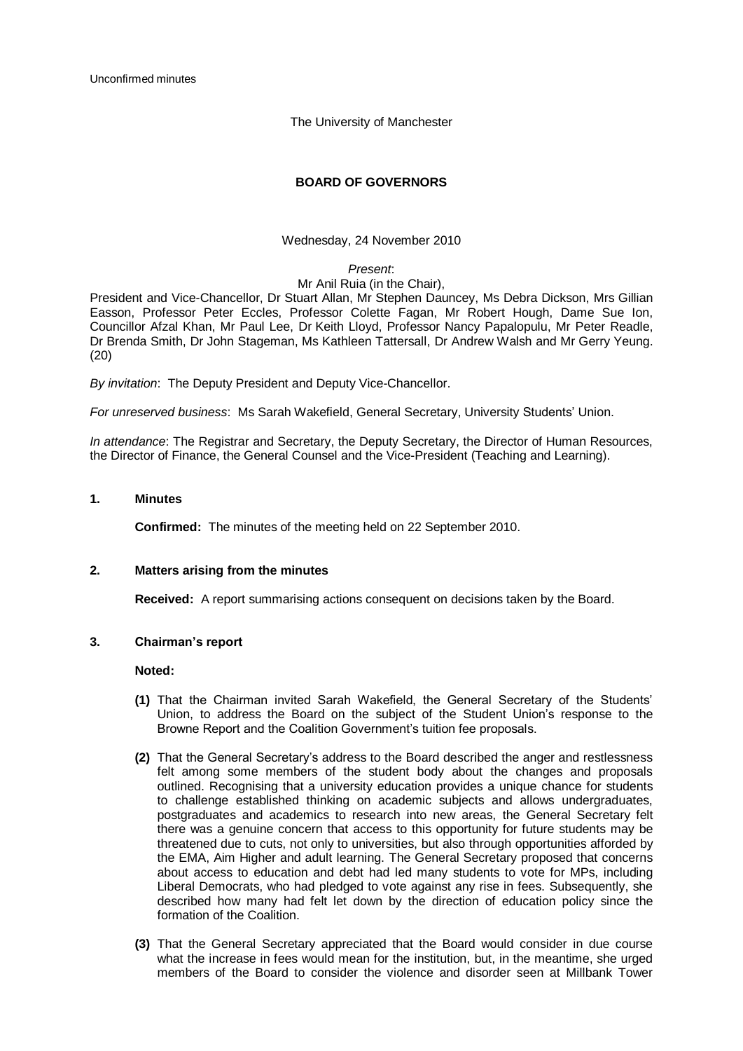Unconfirmed minutes

The University of Manchester

# BOARD OF GOVERNORS

Wednesday, 24 November 2010

*Present*:
Mr Anil Ruia (in the Chair),
President and Vice-Chancellor, Dr Stuart Allan, Mr Stephen Dauncey, Ms Debra Dickson, Mrs Gillian Easson, Professor Peter Eccles, Professor Colette Fagan, Mr Robert Hough, Dame Sue Ion, Councillor Afzal Khan, Mr Paul Lee, Dr Keith Lloyd, Professor Nancy Papalopulu, Mr Peter Readle, Dr Brenda Smith, Dr John Stageman, Ms Kathleen Tattersall, Dr Andrew Walsh and Mr Gerry Yeung. (20)

*By invitation*: The Deputy President and Deputy Vice-Chancellor.

*For unreserved business*: Ms Sarah Wakefield, General Secretary, University Students' Union.

*In attendance*: The Registrar and Secretary, the Deputy Secretary, the Director of Human Resources, the Director of Finance, the General Counsel and the Vice-President (Teaching and Learning).

## 1. Minutes

**Confirmed:** The minutes of the meeting held on 22 September 2010.

## 2. Matters arising from the minutes

**Received:** A report summarising actions consequent on decisions taken by the Board.

## 3. Chairman's report

**Noted:**

**(1)** That the Chairman invited Sarah Wakefield, the General Secretary of the Students' Union, to address the Board on the subject of the Student Union's response to the Browne Report and the Coalition Government's tuition fee proposals.

**(2)** That the General Secretary's address to the Board described the anger and restlessness felt among some members of the student body about the changes and proposals outlined. Recognising that a university education provides a unique chance for students to challenge established thinking on academic subjects and allows undergraduates, postgraduates and academics to research into new areas, the General Secretary felt there was a genuine concern that access to this opportunity for future students may be threatened due to cuts, not only to universities, but also through opportunities afforded by the EMA, Aim Higher and adult learning. The General Secretary proposed that concerns about access to education and debt had led many students to vote for MPs, including Liberal Democrats, who had pledged to vote against any rise in fees. Subsequently, she described how many had felt let down by the direction of education policy since the formation of the Coalition.

**(3)** That the General Secretary appreciated that the Board would consider in due course what the increase in fees would mean for the institution, but, in the meantime, she urged members of the Board to consider the violence and disorder seen at Millbank Tower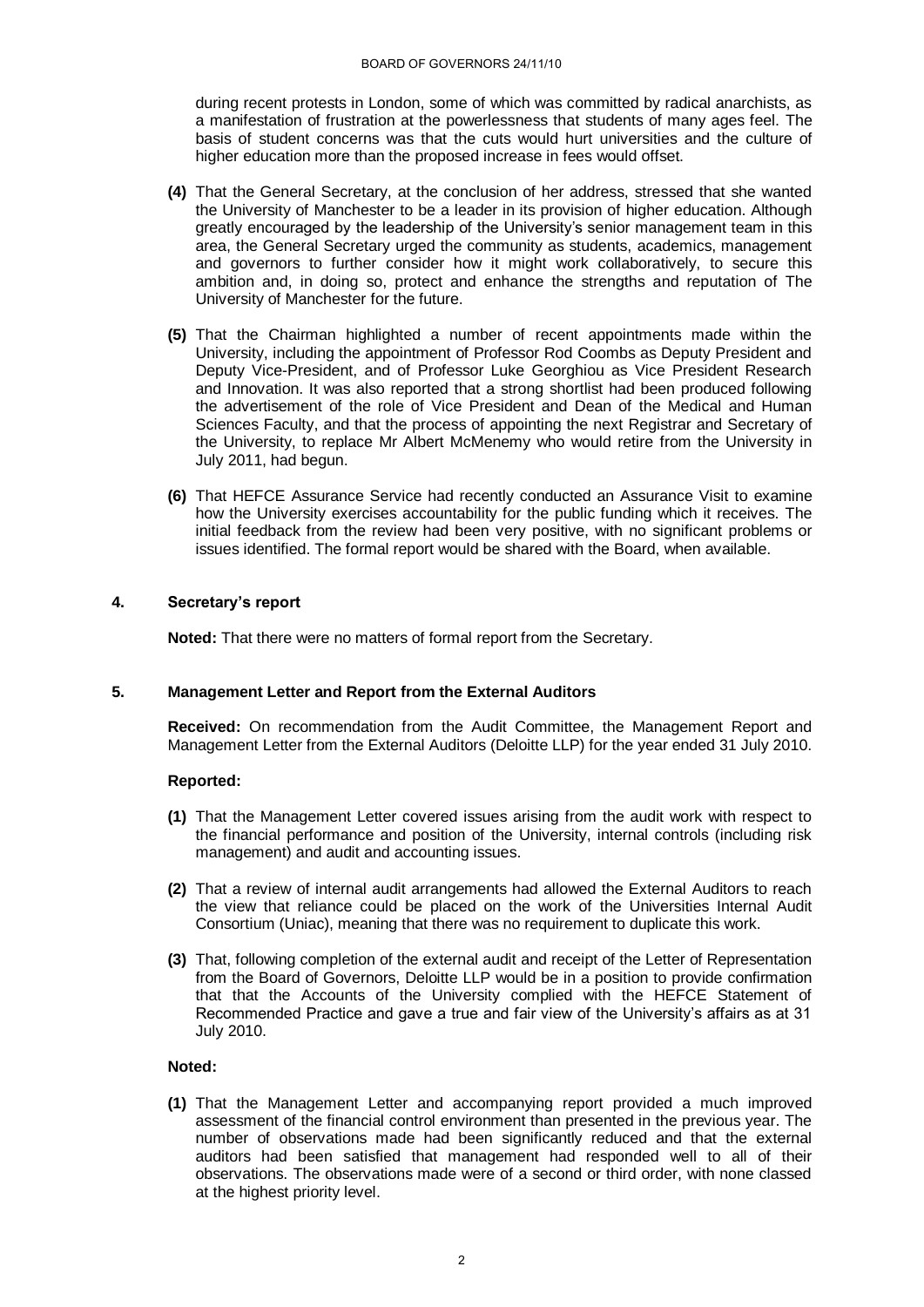during recent protests in London, some of which was committed by radical anarchists, as a manifestation of frustration at the powerlessness that students of many ages feel. The basis of student concerns was that the cuts would hurt universities and the culture of higher education more than the proposed increase in fees would offset.

**(4)** That the General Secretary, at the conclusion of her address, stressed that she wanted the University of Manchester to be a leader in its provision of higher education. Although greatly encouraged by the leadership of the University's senior management team in this area, the General Secretary urged the community as students, academics, management and governors to further consider how it might work collaboratively, to secure this ambition and, in doing so, protect and enhance the strengths and reputation of The University of Manchester for the future.

**(5)** That the Chairman highlighted a number of recent appointments made within the University, including the appointment of Professor Rod Coombs as Deputy President and Deputy Vice-President, and of Professor Luke Georghiou as Vice President Research and Innovation. It was also reported that a strong shortlist had been produced following the advertisement of the role of Vice President and Dean of the Medical and Human Sciences Faculty, and that the process of appointing the next Registrar and Secretary of the University, to replace Mr Albert McMenemy who would retire from the University in July 2011, had begun.

**(6)** That HEFCE Assurance Service had recently conducted an Assurance Visit to examine how the University exercises accountability for the public funding which it receives. The initial feedback from the review had been very positive, with no significant problems or issues identified. The formal report would be shared with the Board, when available.

## 4. Secretary's report

**Noted:** That there were no matters of formal report from the Secretary.

## 5. Management Letter and Report from the External Auditors

**Received:** On recommendation from the Audit Committee, the Management Report and Management Letter from the External Auditors (Deloitte LLP) for the year ended 31 July 2010.

**Reported:**

**(1)** That the Management Letter covered issues arising from the audit work with respect to the financial performance and position of the University, internal controls (including risk management) and audit and accounting issues.

**(2)** That a review of internal audit arrangements had allowed the External Auditors to reach the view that reliance could be placed on the work of the Universities Internal Audit Consortium (Uniac), meaning that there was no requirement to duplicate this work.

**(3)** That, following completion of the external audit and receipt of the Letter of Representation from the Board of Governors, Deloitte LLP would be in a position to provide confirmation that that the Accounts of the University complied with the HEFCE Statement of Recommended Practice and gave a true and fair view of the University's affairs as at 31 July 2010.

**Noted:**

**(1)** That the Management Letter and accompanying report provided a much improved assessment of the financial control environment than presented in the previous year. The number of observations made had been significantly reduced and that the external auditors had been satisfied that management had responded well to all of their observations. The observations made were of a second or third order, with none classed at the highest priority level.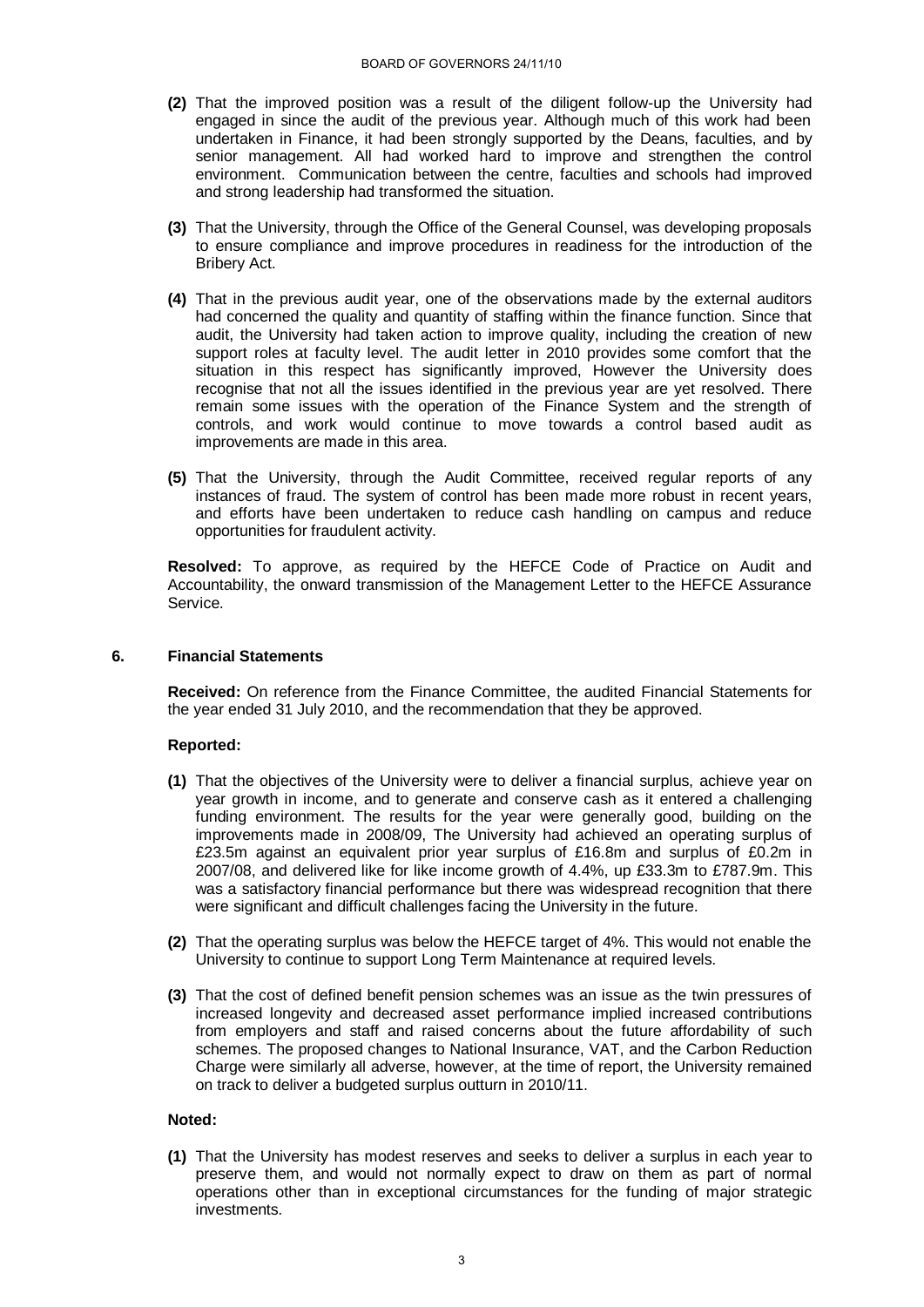**(2)** That the improved position was a result of the diligent follow-up the University had engaged in since the audit of the previous year. Although much of this work had been undertaken in Finance, it had been strongly supported by the Deans, faculties, and by senior management. All had worked hard to improve and strengthen the control environment. Communication between the centre, faculties and schools had improved and strong leadership had transformed the situation.

**(3)** That the University, through the Office of the General Counsel, was developing proposals to ensure compliance and improve procedures in readiness for the introduction of the Bribery Act.

**(4)** That in the previous audit year, one of the observations made by the external auditors had concerned the quality and quantity of staffing within the finance function. Since that audit, the University had taken action to improve quality, including the creation of new support roles at faculty level. The audit letter in 2010 provides some comfort that the situation in this respect has significantly improved, However the University does recognise that not all the issues identified in the previous year are yet resolved. There remain some issues with the operation of the Finance System and the strength of controls, and work would continue to move towards a control based audit as improvements are made in this area.

**(5)** That the University, through the Audit Committee, received regular reports of any instances of fraud. The system of control has been made more robust in recent years, and efforts have been undertaken to reduce cash handling on campus and reduce opportunities for fraudulent activity.

**Resolved:** To approve, as required by the HEFCE Code of Practice on Audit and Accountability, the onward transmission of the Management Letter to the HEFCE Assurance Service.

## 6. Financial Statements

**Received:** On reference from the Finance Committee, the audited Financial Statements for the year ended 31 July 2010, and the recommendation that they be approved.

**Reported:**

**(1)** That the objectives of the University were to deliver a financial surplus, achieve year on year growth in income, and to generate and conserve cash as it entered a challenging funding environment. The results for the year were generally good, building on the improvements made in 2008/09, The University had achieved an operating surplus of £23.5m against an equivalent prior year surplus of £16.8m and surplus of £0.2m in 2007/08, and delivered like for like income growth of 4.4%, up £33.3m to £787.9m. This was a satisfactory financial performance but there was widespread recognition that there were significant and difficult challenges facing the University in the future.

**(2)** That the operating surplus was below the HEFCE target of 4%. This would not enable the University to continue to support Long Term Maintenance at required levels.

**(3)** That the cost of defined benefit pension schemes was an issue as the twin pressures of increased longevity and decreased asset performance implied increased contributions from employers and staff and raised concerns about the future affordability of such schemes. The proposed changes to National Insurance, VAT, and the Carbon Reduction Charge were similarly all adverse, however, at the time of report, the University remained on track to deliver a budgeted surplus outturn in 2010/11.

**Noted:**

**(1)** That the University has modest reserves and seeks to deliver a surplus in each year to preserve them, and would not normally expect to draw on them as part of normal operations other than in exceptional circumstances for the funding of major strategic investments.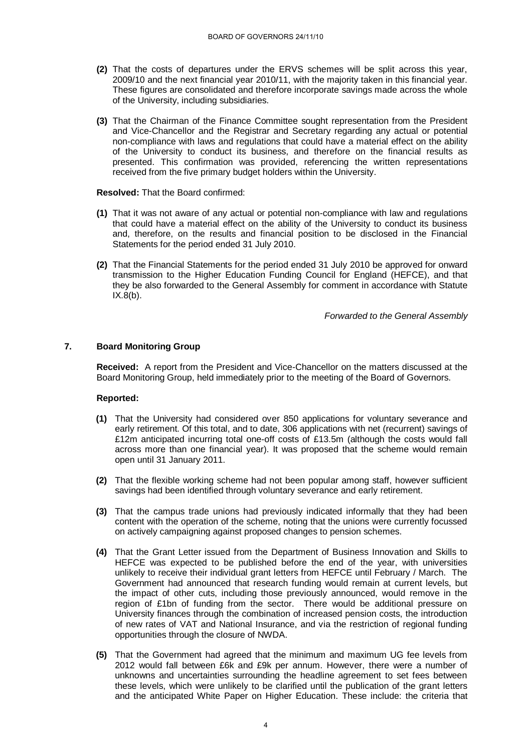**(2)** That the costs of departures under the ERVS schemes will be split across this year, 2009/10 and the next financial year 2010/11, with the majority taken in this financial year. These figures are consolidated and therefore incorporate savings made across the whole of the University, including subsidiaries.

**(3)** That the Chairman of the Finance Committee sought representation from the President and Vice-Chancellor and the Registrar and Secretary regarding any actual or potential non-compliance with laws and regulations that could have a material effect on the ability of the University to conduct its business, and therefore on the financial results as presented. This confirmation was provided, referencing the written representations received from the five primary budget holders within the University.

**Resolved:** That the Board confirmed:

**(1)** That it was not aware of any actual or potential non-compliance with law and regulations that could have a material effect on the ability of the University to conduct its business and, therefore, on the results and financial position to be disclosed in the Financial Statements for the period ended 31 July 2010.

**(2)** That the Financial Statements for the period ended 31 July 2010 be approved for onward transmission to the Higher Education Funding Council for England (HEFCE), and that they be also forwarded to the General Assembly for comment in accordance with Statute IX.8(b).

*Forwarded to the General Assembly*

## 7. Board Monitoring Group

**Received:** A report from the President and Vice-Chancellor on the matters discussed at the Board Monitoring Group, held immediately prior to the meeting of the Board of Governors.

**Reported:**

**(1)** That the University had considered over 850 applications for voluntary severance and early retirement. Of this total, and to date, 306 applications with net (recurrent) savings of £12m anticipated incurring total one-off costs of £13.5m (although the costs would fall across more than one financial year). It was proposed that the scheme would remain open until 31 January 2011.

**(2)** That the flexible working scheme had not been popular among staff, however sufficient savings had been identified through voluntary severance and early retirement.

**(3)** That the campus trade unions had previously indicated informally that they had been content with the operation of the scheme, noting that the unions were currently focussed on actively campaigning against proposed changes to pension schemes.

**(4)** That the Grant Letter issued from the Department of Business Innovation and Skills to HEFCE was expected to be published before the end of the year, with universities unlikely to receive their individual grant letters from HEFCE until February / March. The Government had announced that research funding would remain at current levels, but the impact of other cuts, including those previously announced, would remove in the region of £1bn of funding from the sector. There would be additional pressure on University finances through the combination of increased pension costs, the introduction of new rates of VAT and National Insurance, and via the restriction of regional funding opportunities through the closure of NWDA.

**(5)** That the Government had agreed that the minimum and maximum UG fee levels from 2012 would fall between £6k and £9k per annum. However, there were a number of unknowns and uncertainties surrounding the headline agreement to set fees between these levels, which were unlikely to be clarified until the publication of the grant letters and the anticipated White Paper on Higher Education. These include: the criteria that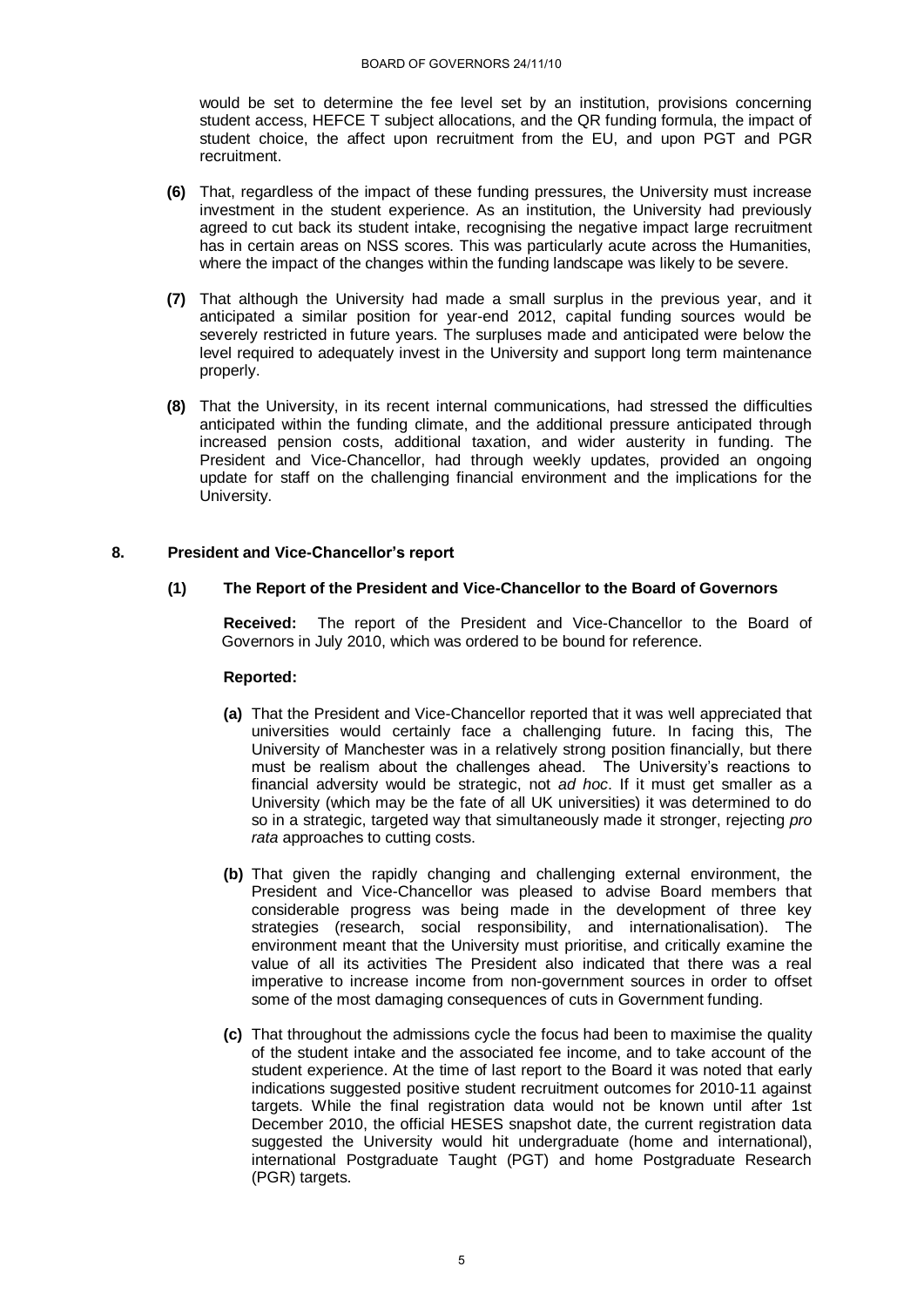would be set to determine the fee level set by an institution, provisions concerning student access, HEFCE T subject allocations, and the QR funding formula, the impact of student choice, the affect upon recruitment from the EU, and upon PGT and PGR recruitment.

**(6)** That, regardless of the impact of these funding pressures, the University must increase investment in the student experience. As an institution, the University had previously agreed to cut back its student intake, recognising the negative impact large recruitment has in certain areas on NSS scores. This was particularly acute across the Humanities, where the impact of the changes within the funding landscape was likely to be severe.

**(7)** That although the University had made a small surplus in the previous year, and it anticipated a similar position for year-end 2012, capital funding sources would be severely restricted in future years. The surpluses made and anticipated were below the level required to adequately invest in the University and support long term maintenance properly.

**(8)** That the University, in its recent internal communications, had stressed the difficulties anticipated within the funding climate, and the additional pressure anticipated through increased pension costs, additional taxation, and wider austerity in funding. The President and Vice-Chancellor, had through weekly updates, provided an ongoing update for staff on the challenging financial environment and the implications for the University.

## 8. President and Vice-Chancellor's report

### (1) The Report of the President and Vice-Chancellor to the Board of Governors

**Received:** The report of the President and Vice-Chancellor to the Board of Governors in July 2010, which was ordered to be bound for reference.

**Reported:**

**(a)** That the President and Vice-Chancellor reported that it was well appreciated that universities would certainly face a challenging future. In facing this, The University of Manchester was in a relatively strong position financially, but there must be realism about the challenges ahead. The University's reactions to financial adversity would be strategic, not *ad hoc*. If it must get smaller as a University (which may be the fate of all UK universities) it was determined to do so in a strategic, targeted way that simultaneously made it stronger, rejecting *pro rata* approaches to cutting costs.

**(b)** That given the rapidly changing and challenging external environment, the President and Vice-Chancellor was pleased to advise Board members that considerable progress was being made in the development of three key strategies (research, social responsibility, and internationalisation). The environment meant that the University must prioritise, and critically examine the value of all its activities The President also indicated that there was a real imperative to increase income from non-government sources in order to offset some of the most damaging consequences of cuts in Government funding.

**(c)** That throughout the admissions cycle the focus had been to maximise the quality of the student intake and the associated fee income, and to take account of the student experience. At the time of last report to the Board it was noted that early indications suggested positive student recruitment outcomes for 2010-11 against targets. While the final registration data would not be known until after 1st December 2010, the official HESES snapshot date, the current registration data suggested the University would hit undergraduate (home and international), international Postgraduate Taught (PGT) and home Postgraduate Research (PGR) targets.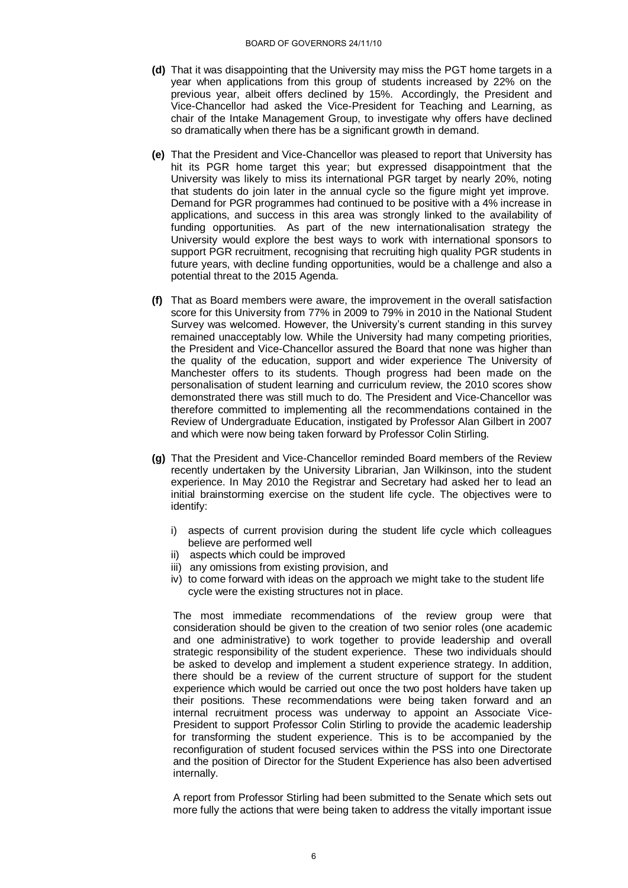**(d)** That it was disappointing that the University may miss the PGT home targets in a year when applications from this group of students increased by 22% on the previous year, albeit offers declined by 15%. Accordingly, the President and Vice-Chancellor had asked the Vice-President for Teaching and Learning, as chair of the Intake Management Group, to investigate why offers have declined so dramatically when there has be a significant growth in demand.

**(e)** That the President and Vice-Chancellor was pleased to report that University has hit its PGR home target this year; but expressed disappointment that the University was likely to miss its international PGR target by nearly 20%, noting that students do join later in the annual cycle so the figure might yet improve. Demand for PGR programmes had continued to be positive with a 4% increase in applications, and success in this area was strongly linked to the availability of funding opportunities. As part of the new internationalisation strategy the University would explore the best ways to work with international sponsors to support PGR recruitment, recognising that recruiting high quality PGR students in future years, with decline funding opportunities, would be a challenge and also a potential threat to the 2015 Agenda.

**(f)** That as Board members were aware, the improvement in the overall satisfaction score for this University from 77% in 2009 to 79% in 2010 in the National Student Survey was welcomed. However, the University's current standing in this survey remained unacceptably low. While the University had many competing priorities, the President and Vice-Chancellor assured the Board that none was higher than the quality of the education, support and wider experience The University of Manchester offers to its students. Though progress had been made on the personalisation of student learning and curriculum review, the 2010 scores show demonstrated there was still much to do. The President and Vice-Chancellor was therefore committed to implementing all the recommendations contained in the Review of Undergraduate Education, instigated by Professor Alan Gilbert in 2007 and which were now being taken forward by Professor Colin Stirling.

**(g)** That the President and Vice-Chancellor reminded Board members of the Review recently undertaken by the University Librarian, Jan Wilkinson, into the student experience. In May 2010 the Registrar and Secretary had asked her to lead an initial brainstorming exercise on the student life cycle. The objectives were to identify:

i) aspects of current provision during the student life cycle which colleagues believe are performed well
ii) aspects which could be improved
iii) any omissions from existing provision, and
iv) to come forward with ideas on the approach we might take to the student life cycle were the existing structures not in place.

The most immediate recommendations of the review group were that consideration should be given to the creation of two senior roles (one academic and one administrative) to work together to provide leadership and overall strategic responsibility of the student experience. These two individuals should be asked to develop and implement a student experience strategy. In addition, there should be a review of the current structure of support for the student experience which would be carried out once the two post holders have taken up their positions. These recommendations were being taken forward and an internal recruitment process was underway to appoint an Associate Vice-President to support Professor Colin Stirling to provide the academic leadership for transforming the student experience. This is to be accompanied by the reconfiguration of student focused services within the PSS into one Directorate and the position of Director for the Student Experience has also been advertised internally.

A report from Professor Stirling had been submitted to the Senate which sets out more fully the actions that were being taken to address the vitally important issue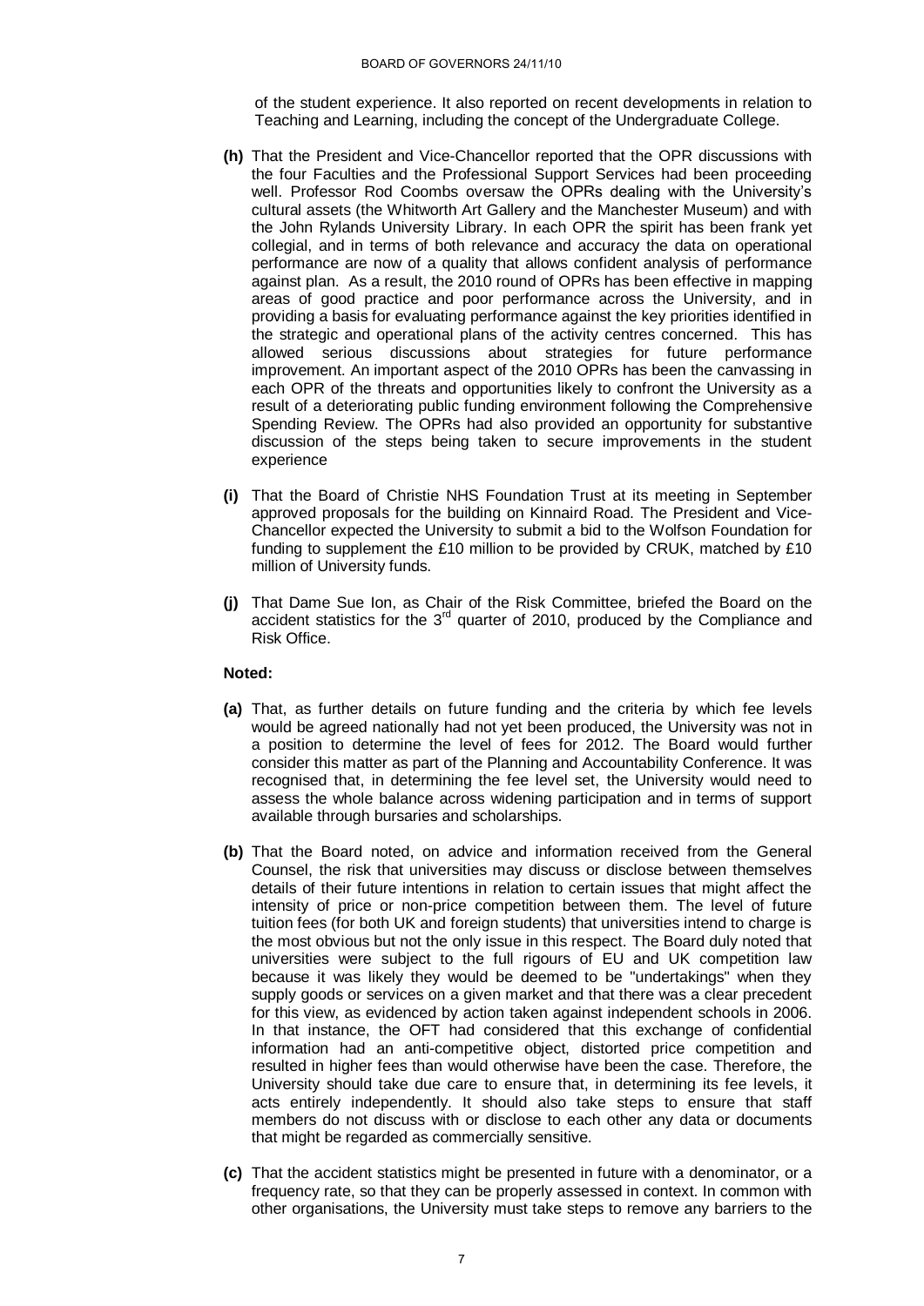of the student experience. It also reported on recent developments in relation to Teaching and Learning, including the concept of the Undergraduate College.

**(h)** That the President and Vice-Chancellor reported that the OPR discussions with the four Faculties and the Professional Support Services had been proceeding well. Professor Rod Coombs oversaw the OPRs dealing with the University's cultural assets (the Whitworth Art Gallery and the Manchester Museum) and with the John Rylands University Library. In each OPR the spirit has been frank yet collegial, and in terms of both relevance and accuracy the data on operational performance are now of a quality that allows confident analysis of performance against plan. As a result, the 2010 round of OPRs has been effective in mapping areas of good practice and poor performance across the University, and in providing a basis for evaluating performance against the key priorities identified in the strategic and operational plans of the activity centres concerned. This has allowed serious discussions about strategies for future performance improvement. An important aspect of the 2010 OPRs has been the canvassing in each OPR of the threats and opportunities likely to confront the University as a result of a deteriorating public funding environment following the Comprehensive Spending Review. The OPRs had also provided an opportunity for substantive discussion of the steps being taken to secure improvements in the student experience

**(i)** That the Board of Christie NHS Foundation Trust at its meeting in September approved proposals for the building on Kinnaird Road. The President and Vice-Chancellor expected the University to submit a bid to the Wolfson Foundation for funding to supplement the £10 million to be provided by CRUK, matched by £10 million of University funds.

**(j)** That Dame Sue Ion, as Chair of the Risk Committee, briefed the Board on the accident statistics for the 3rd quarter of 2010, produced by the Compliance and Risk Office.

**Noted:**

**(a)** That, as further details on future funding and the criteria by which fee levels would be agreed nationally had not yet been produced, the University was not in a position to determine the level of fees for 2012. The Board would further consider this matter as part of the Planning and Accountability Conference. It was recognised that, in determining the fee level set, the University would need to assess the whole balance across widening participation and in terms of support available through bursaries and scholarships.

**(b)** That the Board noted, on advice and information received from the General Counsel, the risk that universities may discuss or disclose between themselves details of their future intentions in relation to certain issues that might affect the intensity of price or non-price competition between them. The level of future tuition fees (for both UK and foreign students) that universities intend to charge is the most obvious but not the only issue in this respect. The Board duly noted that universities were subject to the full rigours of EU and UK competition law because it was likely they would be deemed to be "undertakings" when they supply goods or services on a given market and that there was a clear precedent for this view, as evidenced by action taken against independent schools in 2006. In that instance, the OFT had considered that this exchange of confidential information had an anti-competitive object, distorted price competition and resulted in higher fees than would otherwise have been the case. Therefore, the University should take due care to ensure that, in determining its fee levels, it acts entirely independently. It should also take steps to ensure that staff members do not discuss with or disclose to each other any data or documents that might be regarded as commercially sensitive.

**(c)** That the accident statistics might be presented in future with a denominator, or a frequency rate, so that they can be properly assessed in context. In common with other organisations, the University must take steps to remove any barriers to the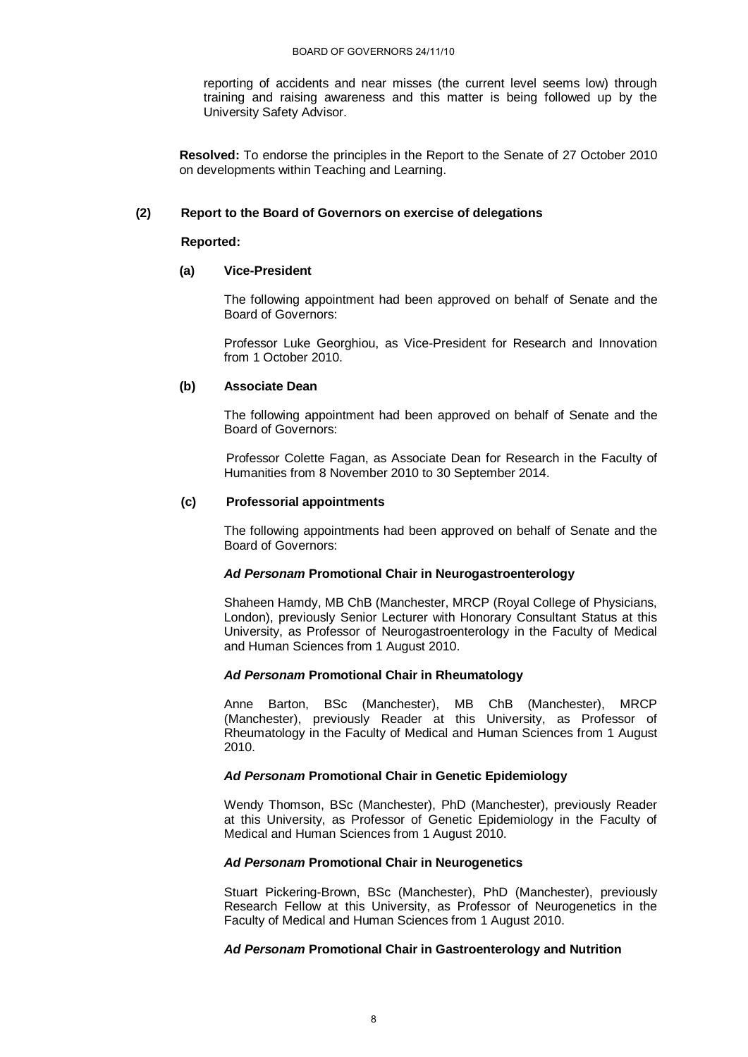reporting of accidents and near misses (the current level seems low) through training and raising awareness and this matter is being followed up by the University Safety Advisor.

**Resolved:** To endorse the principles in the Report to the Senate of 27 October 2010 on developments within Teaching and Learning.

**(2) Report to the Board of Governors on exercise of delegations**

**Reported:**

**(a) Vice-President**

The following appointment had been approved on behalf of Senate and the Board of Governors:

Professor Luke Georghiou, as Vice-President for Research and Innovation from 1 October 2010.

**(b) Associate Dean**

The following appointment had been approved on behalf of Senate and the Board of Governors:

Professor Colette Fagan, as Associate Dean for Research in the Faculty of Humanities from 8 November 2010 to 30 September 2014.

**(c) Professorial appointments**

The following appointments had been approved on behalf of Senate and the Board of Governors:

***Ad Personam* Promotional Chair in Neurogastroenterology**

Shaheen Hamdy, MB ChB (Manchester, MRCP (Royal College of Physicians, London), previously Senior Lecturer with Honorary Consultant Status at this University, as Professor of Neurogastroenterology in the Faculty of Medical and Human Sciences from 1 August 2010.

***Ad Personam* Promotional Chair in Rheumatology**

Anne Barton, BSc (Manchester), MB ChB (Manchester), MRCP (Manchester), previously Reader at this University, as Professor of Rheumatology in the Faculty of Medical and Human Sciences from 1 August 2010.

***Ad Personam* Promotional Chair in Genetic Epidemiology**

Wendy Thomson, BSc (Manchester), PhD (Manchester), previously Reader at this University, as Professor of Genetic Epidemiology in the Faculty of Medical and Human Sciences from 1 August 2010.

***Ad Personam* Promotional Chair in Neurogenetics**

Stuart Pickering-Brown, BSc (Manchester), PhD (Manchester), previously Research Fellow at this University, as Professor of Neurogenetics in the Faculty of Medical and Human Sciences from 1 August 2010.

***Ad Personam* Promotional Chair in Gastroenterology and Nutrition**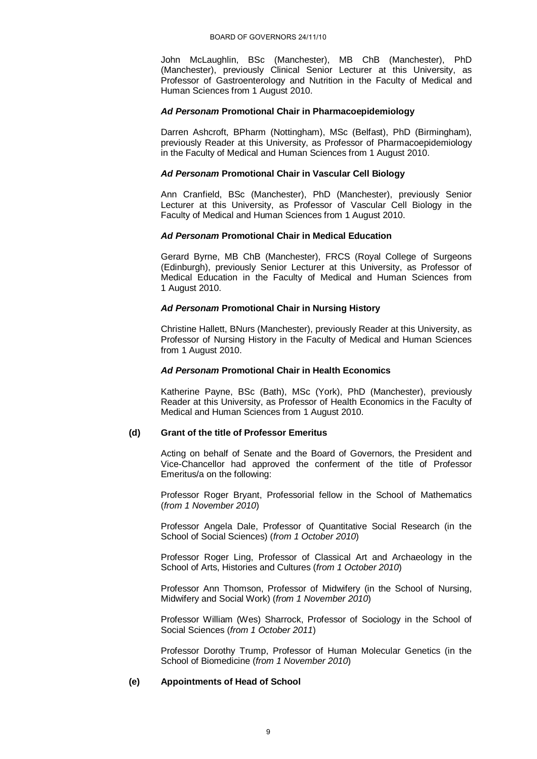John McLaughlin, BSc (Manchester), MB ChB (Manchester), PhD (Manchester), previously Clinical Senior Lecturer at this University, as Professor of Gastroenterology and Nutrition in the Faculty of Medical and Human Sciences from 1 August 2010.

***Ad Personam* Promotional Chair in Pharmacoepidemiology**

Darren Ashcroft, BPharm (Nottingham), MSc (Belfast), PhD (Birmingham), previously Reader at this University, as Professor of Pharmacoepidemiology in the Faculty of Medical and Human Sciences from 1 August 2010.

***Ad Personam* Promotional Chair in Vascular Cell Biology**

Ann Cranfield, BSc (Manchester), PhD (Manchester), previously Senior Lecturer at this University, as Professor of Vascular Cell Biology in the Faculty of Medical and Human Sciences from 1 August 2010.

***Ad Personam* Promotional Chair in Medical Education**

Gerard Byrne, MB ChB (Manchester), FRCS (Royal College of Surgeons (Edinburgh), previously Senior Lecturer at this University, as Professor of Medical Education in the Faculty of Medical and Human Sciences from 1 August 2010.

***Ad Personam* Promotional Chair in Nursing History**

Christine Hallett, BNurs (Manchester), previously Reader at this University, as Professor of Nursing History in the Faculty of Medical and Human Sciences from 1 August 2010.

***Ad Personam* Promotional Chair in Health Economics**

Katherine Payne, BSc (Bath), MSc (York), PhD (Manchester), previously Reader at this University, as Professor of Health Economics in the Faculty of Medical and Human Sciences from 1 August 2010.

**(d) Grant of the title of Professor Emeritus**

Acting on behalf of Senate and the Board of Governors, the President and Vice-Chancellor had approved the conferment of the title of Professor Emeritus/a on the following:

Professor Roger Bryant, Professorial fellow in the School of Mathematics (*from 1 November 2010*)

Professor Angela Dale, Professor of Quantitative Social Research (in the School of Social Sciences) (*from 1 October 2010*)

Professor Roger Ling, Professor of Classical Art and Archaeology in the School of Arts, Histories and Cultures (*from 1 October 2010*)

Professor Ann Thomson, Professor of Midwifery (in the School of Nursing, Midwifery and Social Work) (*from 1 November 2010*)

Professor William (Wes) Sharrock, Professor of Sociology in the School of Social Sciences (*from 1 October 2011*)

Professor Dorothy Trump, Professor of Human Molecular Genetics (in the School of Biomedicine (*from 1 November 2010*)

**(e) Appointments of Head of School**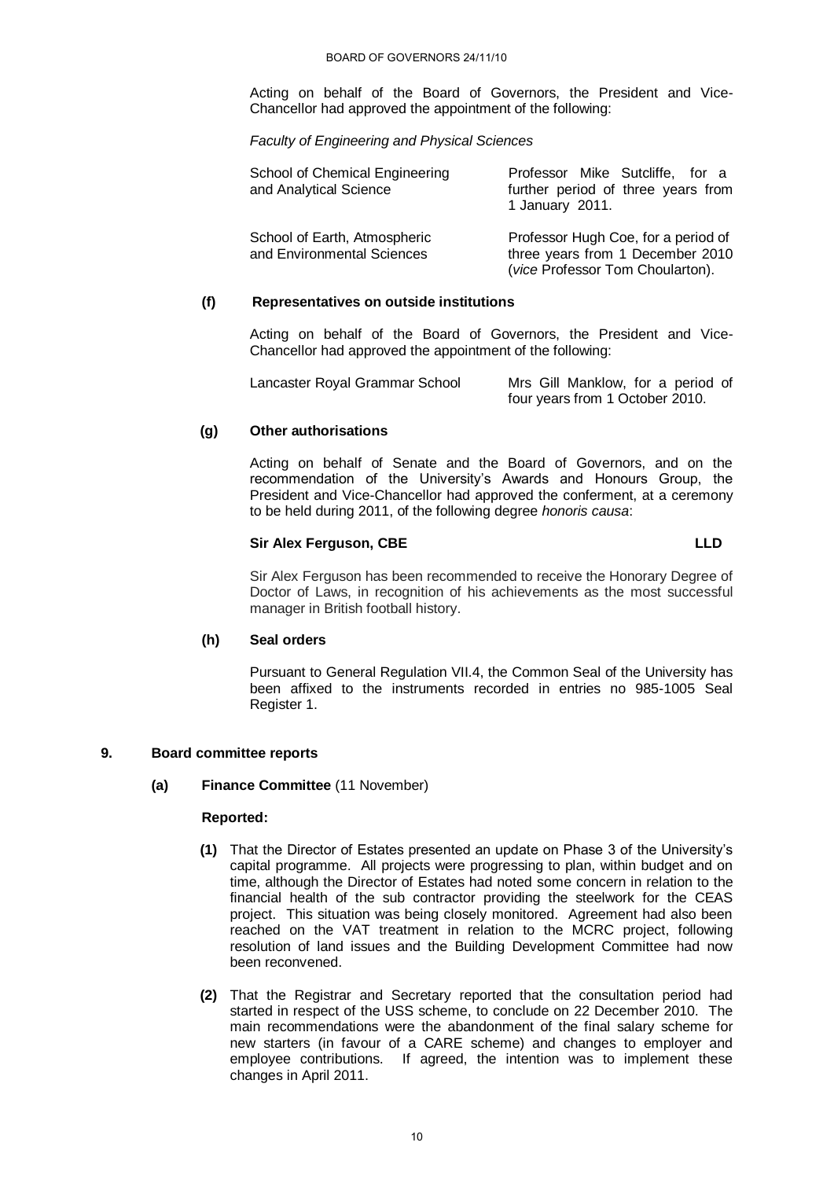Acting on behalf of the Board of Governors, the President and Vice-Chancellor had approved the appointment of the following:

*Faculty of Engineering and Physical Sciences*

| | |
|---|---|
| School of Chemical Engineering and Analytical Science | Professor Mike Sutcliffe, for a further period of three years from 1 January 2011. |
| School of Earth, Atmospheric and Environmental Sciences | Professor Hugh Coe, for a period of three years from 1 December 2010 (*vice* Professor Tom Choularton). |

**(f) Representatives on outside institutions**

Acting on behalf of the Board of Governors, the President and Vice-Chancellor had approved the appointment of the following:

| | |
|---|---|
| Lancaster Royal Grammar School | Mrs Gill Manklow, for a period of four years from 1 October 2010. |

**(g) Other authorisations**

Acting on behalf of Senate and the Board of Governors, and on the recommendation of the University's Awards and Honours Group, the President and Vice-Chancellor had approved the conferment, at a ceremony to be held during 2011, of the following degree *honoris causa*:

**Sir Alex Ferguson, CBE** **LLD**

Sir Alex Ferguson has been recommended to receive the Honorary Degree of Doctor of Laws, in recognition of his achievements as the most successful manager in British football history.

**(h) Seal orders**

Pursuant to General Regulation VII.4, the Common Seal of the University has been affixed to the instruments recorded in entries no 985-1005 Seal Register 1.

## 9. Board committee reports

**(a) Finance Committee** (11 November)

**Reported:**

**(1)** That the Director of Estates presented an update on Phase 3 of the University's capital programme. All projects were progressing to plan, within budget and on time, although the Director of Estates had noted some concern in relation to the financial health of the sub contractor providing the steelwork for the CEAS project. This situation was being closely monitored. Agreement had also been reached on the VAT treatment in relation to the MCRC project, following resolution of land issues and the Building Development Committee had now been reconvened.

**(2)** That the Registrar and Secretary reported that the consultation period had started in respect of the USS scheme, to conclude on 22 December 2010. The main recommendations were the abandonment of the final salary scheme for new starters (in favour of a CARE scheme) and changes to employer and employee contributions. If agreed, the intention was to implement these changes in April 2011.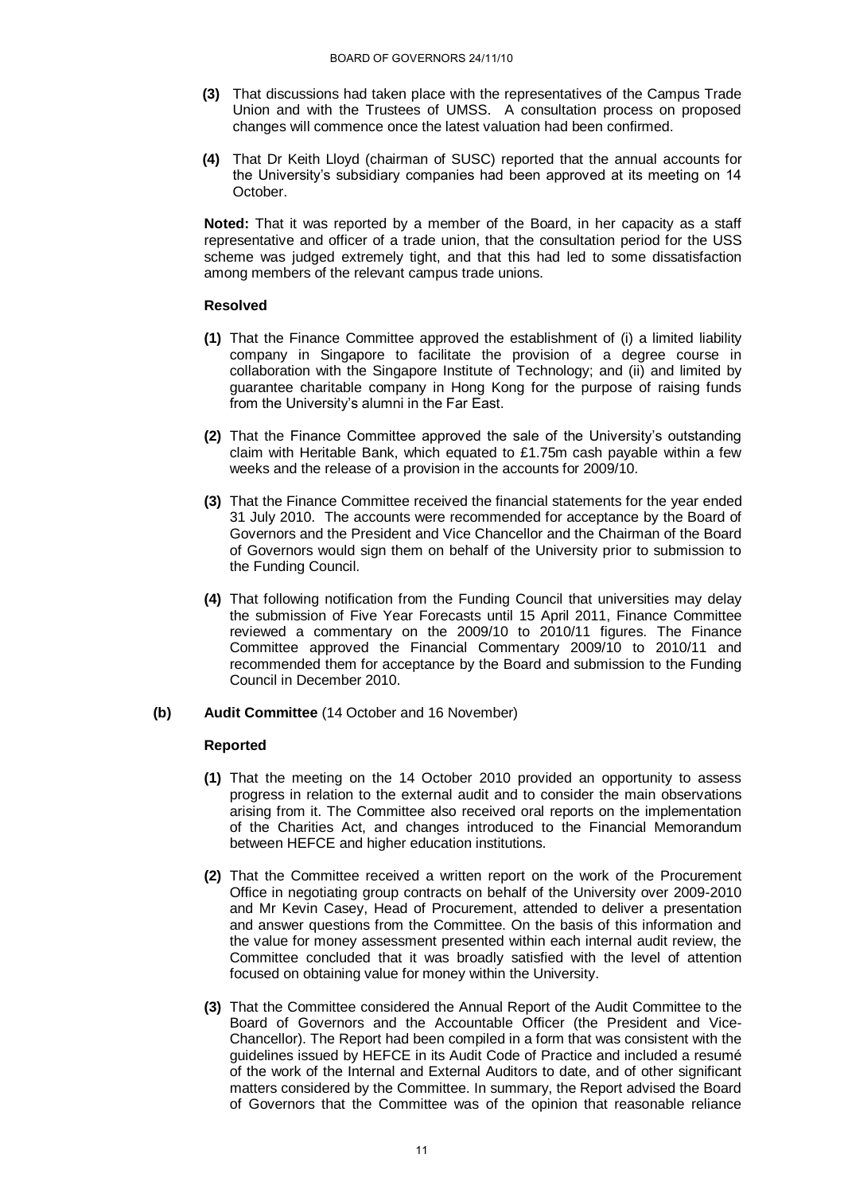**(3)** That discussions had taken place with the representatives of the Campus Trade Union and with the Trustees of UMSS. A consultation process on proposed changes will commence once the latest valuation had been confirmed.

**(4)** That Dr Keith Lloyd (chairman of SUSC) reported that the annual accounts for the University's subsidiary companies had been approved at its meeting on 14 October.

**Noted:** That it was reported by a member of the Board, in her capacity as a staff representative and officer of a trade union, that the consultation period for the USS scheme was judged extremely tight, and that this had led to some dissatisfaction among members of the relevant campus trade unions.

**Resolved**

**(1)** That the Finance Committee approved the establishment of (i) a limited liability company in Singapore to facilitate the provision of a degree course in collaboration with the Singapore Institute of Technology; and (ii) and limited by guarantee charitable company in Hong Kong for the purpose of raising funds from the University's alumni in the Far East.

**(2)** That the Finance Committee approved the sale of the University's outstanding claim with Heritable Bank, which equated to £1.75m cash payable within a few weeks and the release of a provision in the accounts for 2009/10.

**(3)** That the Finance Committee received the financial statements for the year ended 31 July 2010. The accounts were recommended for acceptance by the Board of Governors and the President and Vice Chancellor and the Chairman of the Board of Governors would sign them on behalf of the University prior to submission to the Funding Council.

**(4)** That following notification from the Funding Council that universities may delay the submission of Five Year Forecasts until 15 April 2011, Finance Committee reviewed a commentary on the 2009/10 to 2010/11 figures. The Finance Committee approved the Financial Commentary 2009/10 to 2010/11 and recommended them for acceptance by the Board and submission to the Funding Council in December 2010.

**(b) Audit Committee** (14 October and 16 November)

**Reported**

**(1)** That the meeting on the 14 October 2010 provided an opportunity to assess progress in relation to the external audit and to consider the main observations arising from it. The Committee also received oral reports on the implementation of the Charities Act, and changes introduced to the Financial Memorandum between HEFCE and higher education institutions.

**(2)** That the Committee received a written report on the work of the Procurement Office in negotiating group contracts on behalf of the University over 2009-2010 and Mr Kevin Casey, Head of Procurement, attended to deliver a presentation and answer questions from the Committee. On the basis of this information and the value for money assessment presented within each internal audit review, the Committee concluded that it was broadly satisfied with the level of attention focused on obtaining value for money within the University.

**(3)** That the Committee considered the Annual Report of the Audit Committee to the Board of Governors and the Accountable Officer (the President and Vice-Chancellor). The Report had been compiled in a form that was consistent with the guidelines issued by HEFCE in its Audit Code of Practice and included a resumé of the work of the Internal and External Auditors to date, and of other significant matters considered by the Committee. In summary, the Report advised the Board of Governors that the Committee was of the opinion that reasonable reliance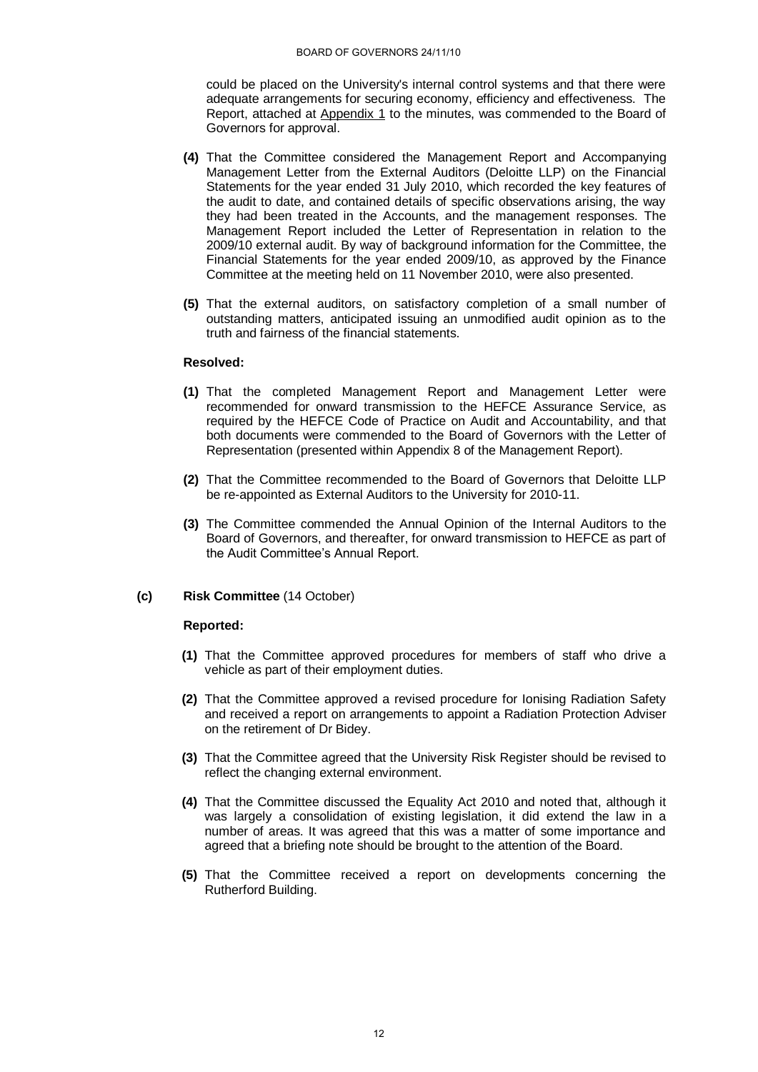could be placed on the University's internal control systems and that there were adequate arrangements for securing economy, efficiency and effectiveness. The Report, attached at Appendix 1 to the minutes, was commended to the Board of Governors for approval.

**(4)** That the Committee considered the Management Report and Accompanying Management Letter from the External Auditors (Deloitte LLP) on the Financial Statements for the year ended 31 July 2010, which recorded the key features of the audit to date, and contained details of specific observations arising, the way they had been treated in the Accounts, and the management responses. The Management Report included the Letter of Representation in relation to the 2009/10 external audit. By way of background information for the Committee, the Financial Statements for the year ended 2009/10, as approved by the Finance Committee at the meeting held on 11 November 2010, were also presented.

**(5)** That the external auditors, on satisfactory completion of a small number of outstanding matters, anticipated issuing an unmodified audit opinion as to the truth and fairness of the financial statements.

**Resolved:**

**(1)** That the completed Management Report and Management Letter were recommended for onward transmission to the HEFCE Assurance Service, as required by the HEFCE Code of Practice on Audit and Accountability, and that both documents were commended to the Board of Governors with the Letter of Representation (presented within Appendix 8 of the Management Report).

**(2)** That the Committee recommended to the Board of Governors that Deloitte LLP be re-appointed as External Auditors to the University for 2010-11.

**(3)** The Committee commended the Annual Opinion of the Internal Auditors to the Board of Governors, and thereafter, for onward transmission to HEFCE as part of the Audit Committee's Annual Report.

**(c) Risk Committee** (14 October)

**Reported:**

**(1)** That the Committee approved procedures for members of staff who drive a vehicle as part of their employment duties.

**(2)** That the Committee approved a revised procedure for Ionising Radiation Safety and received a report on arrangements to appoint a Radiation Protection Adviser on the retirement of Dr Bidey.

**(3)** That the Committee agreed that the University Risk Register should be revised to reflect the changing external environment.

**(4)** That the Committee discussed the Equality Act 2010 and noted that, although it was largely a consolidation of existing legislation, it did extend the law in a number of areas. It was agreed that this was a matter of some importance and agreed that a briefing note should be brought to the attention of the Board.

**(5)** That the Committee received a report on developments concerning the Rutherford Building.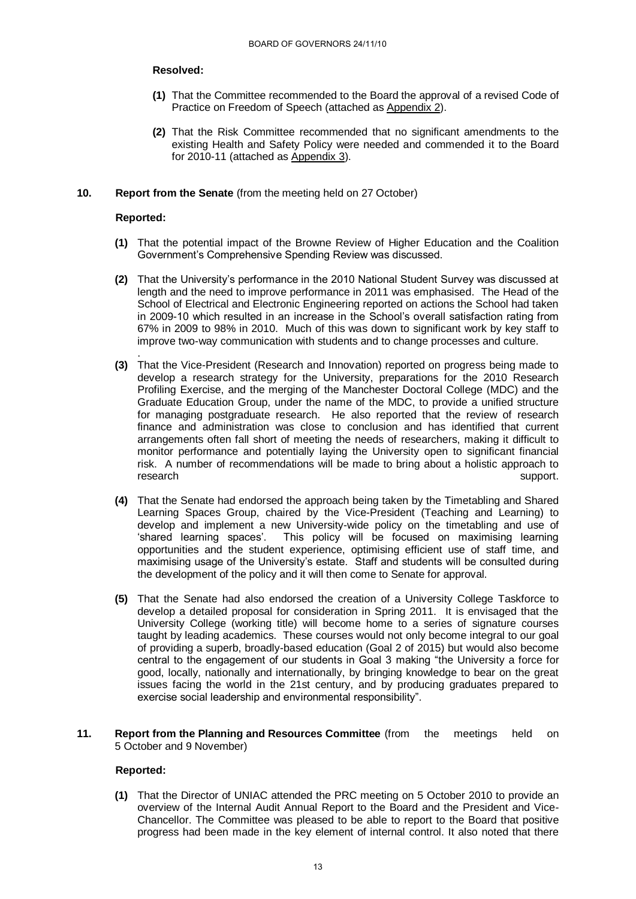**Resolved:**

**(1)** That the Committee recommended to the Board the approval of a revised Code of Practice on Freedom of Speech (attached as Appendix 2).

**(2)** That the Risk Committee recommended that no significant amendments to the existing Health and Safety Policy were needed and commended it to the Board for 2010-11 (attached as Appendix 3).

**10. Report from the Senate** (from the meeting held on 27 October)

**Reported:**

**(1)** That the potential impact of the Browne Review of Higher Education and the Coalition Government's Comprehensive Spending Review was discussed.

**(2)** That the University's performance in the 2010 National Student Survey was discussed at length and the need to improve performance in 2011 was emphasised. The Head of the School of Electrical and Electronic Engineering reported on actions the School had taken in 2009-10 which resulted in an increase in the School's overall satisfaction rating from 67% in 2009 to 98% in 2010. Much of this was down to significant work by key staff to improve two-way communication with students and to change processes and culture.

.

**(3)** That the Vice-President (Research and Innovation) reported on progress being made to develop a research strategy for the University, preparations for the 2010 Research Profiling Exercise, and the merging of the Manchester Doctoral College (MDC) and the Graduate Education Group, under the name of the MDC, to provide a unified structure for managing postgraduate research. He also reported that the review of research finance and administration was close to conclusion and has identified that current arrangements often fall short of meeting the needs of researchers, making it difficult to monitor performance and potentially laying the University open to significant financial risk. A number of recommendations will be made to bring about a holistic approach to research support.

**(4)** That the Senate had endorsed the approach being taken by the Timetabling and Shared Learning Spaces Group, chaired by the Vice-President (Teaching and Learning) to develop and implement a new University-wide policy on the timetabling and use of 'shared learning spaces'. This policy will be focused on maximising learning opportunities and the student experience, optimising efficient use of staff time, and maximising usage of the University's estate. Staff and students will be consulted during the development of the policy and it will then come to Senate for approval.

**(5)** That the Senate had also endorsed the creation of a University College Taskforce to develop a detailed proposal for consideration in Spring 2011. It is envisaged that the University College (working title) will become home to a series of signature courses taught by leading academics. These courses would not only become integral to our goal of providing a superb, broadly-based education (Goal 2 of 2015) but would also become central to the engagement of our students in Goal 3 making "the University a force for good, locally, nationally and internationally, by bringing knowledge to bear on the great issues facing the world in the 21st century, and by producing graduates prepared to exercise social leadership and environmental responsibility".

**11. Report from the Planning and Resources Committee** (from the meetings held on 5 October and 9 November)

**Reported:**

**(1)** That the Director of UNIAC attended the PRC meeting on 5 October 2010 to provide an overview of the Internal Audit Annual Report to the Board and the President and Vice-Chancellor. The Committee was pleased to be able to report to the Board that positive progress had been made in the key element of internal control. It also noted that there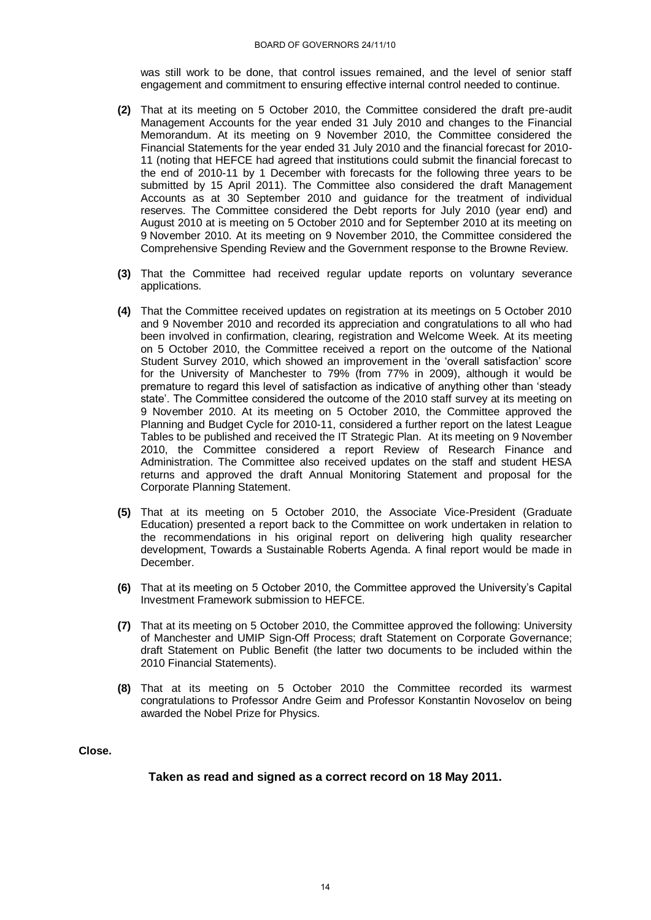was still work to be done, that control issues remained, and the level of senior staff engagement and commitment to ensuring effective internal control needed to continue.

**(2)** That at its meeting on 5 October 2010, the Committee considered the draft pre-audit Management Accounts for the year ended 31 July 2010 and changes to the Financial Memorandum. At its meeting on 9 November 2010, the Committee considered the Financial Statements for the year ended 31 July 2010 and the financial forecast for 2010-11 (noting that HEFCE had agreed that institutions could submit the financial forecast to the end of 2010-11 by 1 December with forecasts for the following three years to be submitted by 15 April 2011). The Committee also considered the draft Management Accounts as at 30 September 2010 and guidance for the treatment of individual reserves. The Committee considered the Debt reports for July 2010 (year end) and August 2010 at is meeting on 5 October 2010 and for September 2010 at its meeting on 9 November 2010. At its meeting on 9 November 2010, the Committee considered the Comprehensive Spending Review and the Government response to the Browne Review.

**(3)** That the Committee had received regular update reports on voluntary severance applications.

**(4)** That the Committee received updates on registration at its meetings on 5 October 2010 and 9 November 2010 and recorded its appreciation and congratulations to all who had been involved in confirmation, clearing, registration and Welcome Week. At its meeting on 5 October 2010, the Committee received a report on the outcome of the National Student Survey 2010, which showed an improvement in the 'overall satisfaction' score for the University of Manchester to 79% (from 77% in 2009), although it would be premature to regard this level of satisfaction as indicative of anything other than 'steady state'. The Committee considered the outcome of the 2010 staff survey at its meeting on 9 November 2010. At its meeting on 5 October 2010, the Committee approved the Planning and Budget Cycle for 2010-11, considered a further report on the latest League Tables to be published and received the IT Strategic Plan. At its meeting on 9 November 2010, the Committee considered a report Review of Research Finance and Administration. The Committee also received updates on the staff and student HESA returns and approved the draft Annual Monitoring Statement and proposal for the Corporate Planning Statement.

**(5)** That at its meeting on 5 October 2010, the Associate Vice-President (Graduate Education) presented a report back to the Committee on work undertaken in relation to the recommendations in his original report on delivering high quality researcher development, Towards a Sustainable Roberts Agenda. A final report would be made in December.

**(6)** That at its meeting on 5 October 2010, the Committee approved the University's Capital Investment Framework submission to HEFCE.

**(7)** That at its meeting on 5 October 2010, the Committee approved the following: University of Manchester and UMIP Sign-Off Process; draft Statement on Corporate Governance; draft Statement on Public Benefit (the latter two documents to be included within the 2010 Financial Statements).

**(8)** That at its meeting on 5 October 2010 the Committee recorded its warmest congratulations to Professor Andre Geim and Professor Konstantin Novoselov on being awarded the Nobel Prize for Physics.

**Close.**

**Taken as read and signed as a correct record on 18 May 2011.**